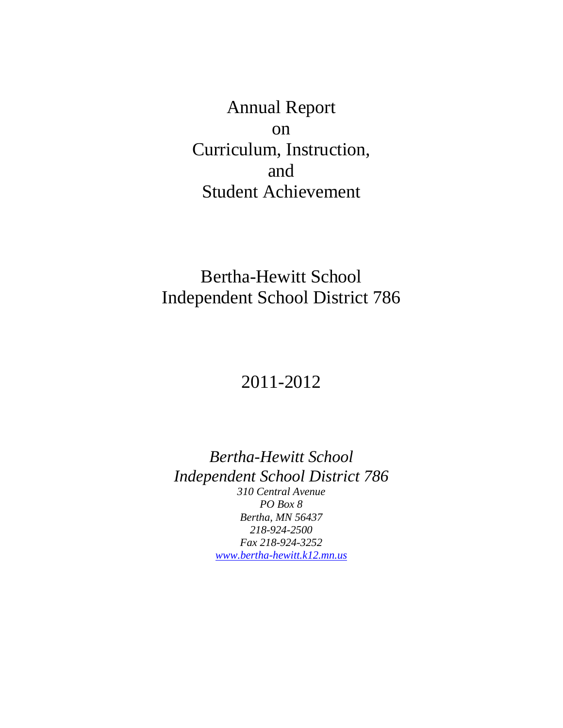# Annual Report on Curriculum, Instruction, and Student Achievement

## Bertha-Hewitt School
## Independent School District 786

## 2011-2012

*Bertha-Hewitt School*
*Independent School District 786*
*310 Central Avenue*
*PO Box 8*
*Bertha, MN 56437*
*218-924-2500*
*Fax 218-924-3252*
*www.bertha-hewitt.k12.mn.us*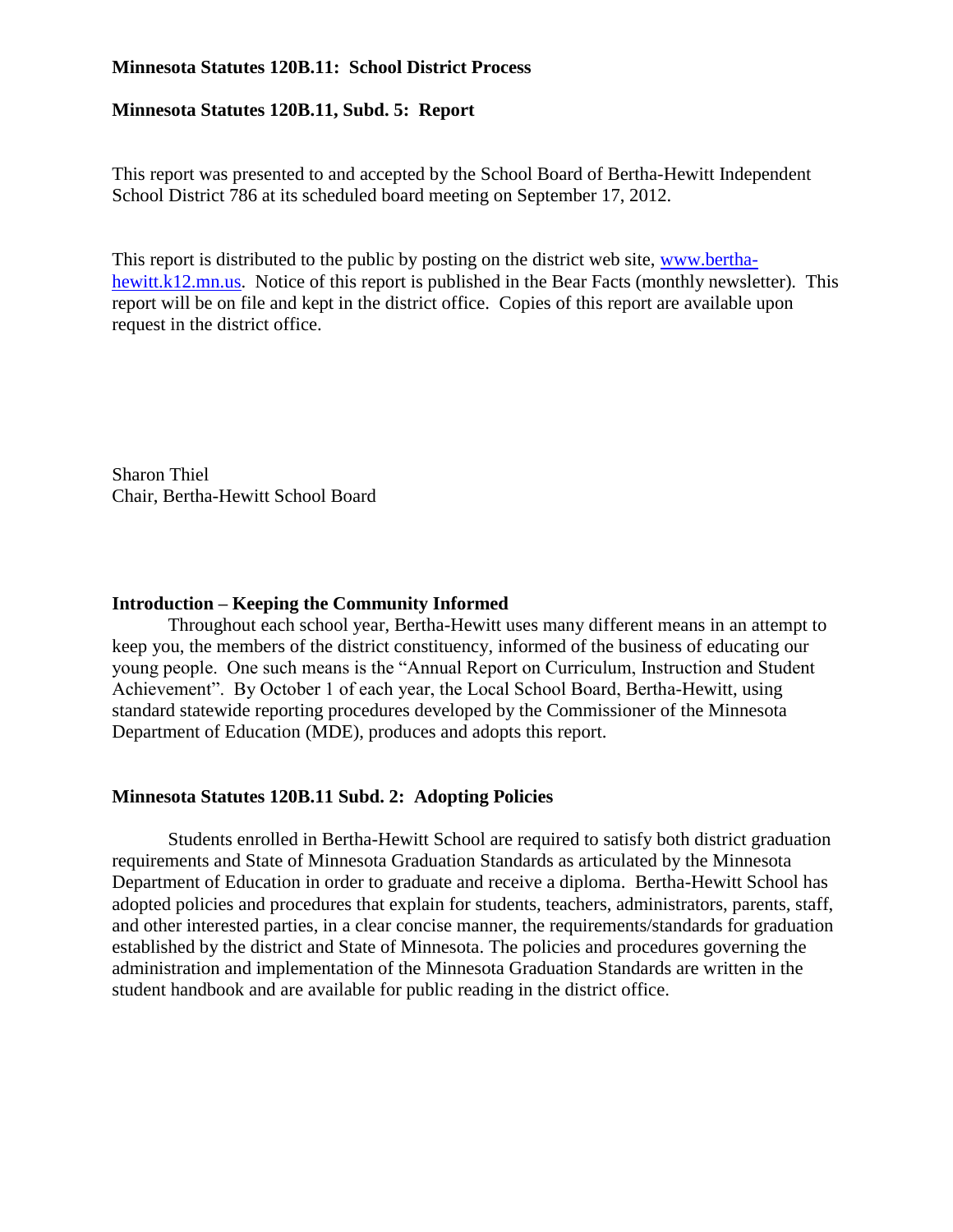**Minnesota Statutes 120B.11: School District Process**

**Minnesota Statutes 120B.11, Subd. 5: Report**

This report was presented to and accepted by the School Board of Bertha-Hewitt Independent School District 786 at its scheduled board meeting on September 17, 2012.

This report is distributed to the public by posting on the district web site, [www.bertha-hewitt.k12.mn.us](http://www.bertha-hewitt.k12.mn.us). Notice of this report is published in the Bear Facts (monthly newsletter). This report will be on file and kept in the district office. Copies of this report are available upon request in the district office.

Sharon Thiel
Chair, Bertha-Hewitt School Board

## Introduction – Keeping the Community Informed

Throughout each school year, Bertha-Hewitt uses many different means in an attempt to keep you, the members of the district constituency, informed of the business of educating our young people. One such means is the "Annual Report on Curriculum, Instruction and Student Achievement". By October 1 of each year, the Local School Board, Bertha-Hewitt, using standard statewide reporting procedures developed by the Commissioner of the Minnesota Department of Education (MDE), produces and adopts this report.

## Minnesota Statutes 120B.11 Subd. 2: Adopting Policies

Students enrolled in Bertha-Hewitt School are required to satisfy both district graduation requirements and State of Minnesota Graduation Standards as articulated by the Minnesota Department of Education in order to graduate and receive a diploma. Bertha-Hewitt School has adopted policies and procedures that explain for students, teachers, administrators, parents, staff, and other interested parties, in a clear concise manner, the requirements/standards for graduation established by the district and State of Minnesota. The policies and procedures governing the administration and implementation of the Minnesota Graduation Standards are written in the student handbook and are available for public reading in the district office.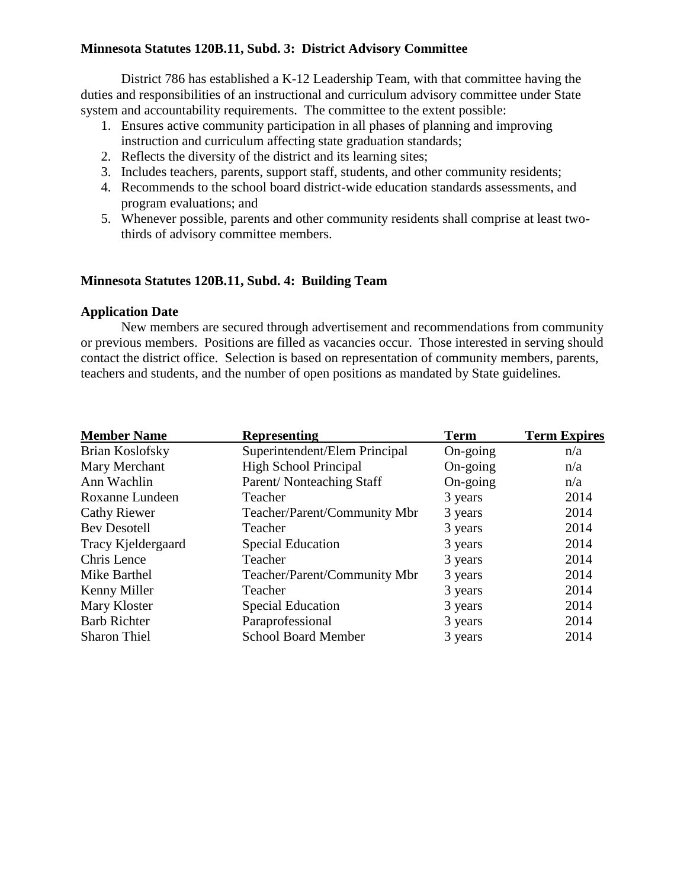**Minnesota Statutes 120B.11, Subd. 3: District Advisory Committee**

District 786 has established a K-12 Leadership Team, with that committee having the duties and responsibilities of an instructional and curriculum advisory committee under State system and accountability requirements. The committee to the extent possible:

1. Ensures active community participation in all phases of planning and improving instruction and curriculum affecting state graduation standards;
2. Reflects the diversity of the district and its learning sites;
3. Includes teachers, parents, support staff, students, and other community residents;
4. Recommends to the school board district-wide education standards assessments, and program evaluations; and
5. Whenever possible, parents and other community residents shall comprise at least two-thirds of advisory committee members.

**Minnesota Statutes 120B.11, Subd. 4: Building Team**

**Application Date**

New members are secured through advertisement and recommendations from community or previous members. Positions are filled as vacancies occur. Those interested in serving should contact the district office. Selection is based on representation of community members, parents, teachers and students, and the number of open positions as mandated by State guidelines.

| Member Name | Representing | Term | Term Expires |
| --- | --- | --- | --- |
| Brian Koslofsky | Superintendent/Elem Principal | On-going | n/a |
| Mary Merchant | High School Principal | On-going | n/a |
| Ann Wachlin | Parent/ Nonteaching Staff | On-going | n/a |
| Roxanne Lundeen | Teacher | 3 years | 2014 |
| Cathy Riewer | Teacher/Parent/Community Mbr | 3 years | 2014 |
| Bev Desotell | Teacher | 3 years | 2014 |
| Tracy Kjeldergaard | Special Education | 3 years | 2014 |
| Chris Lence | Teacher | 3 years | 2014 |
| Mike Barthel | Teacher/Parent/Community Mbr | 3 years | 2014 |
| Kenny Miller | Teacher | 3 years | 2014 |
| Mary Kloster | Special Education | 3 years | 2014 |
| Barb Richter | Paraprofessional | 3 years | 2014 |
| Sharon Thiel | School Board Member | 3 years | 2014 |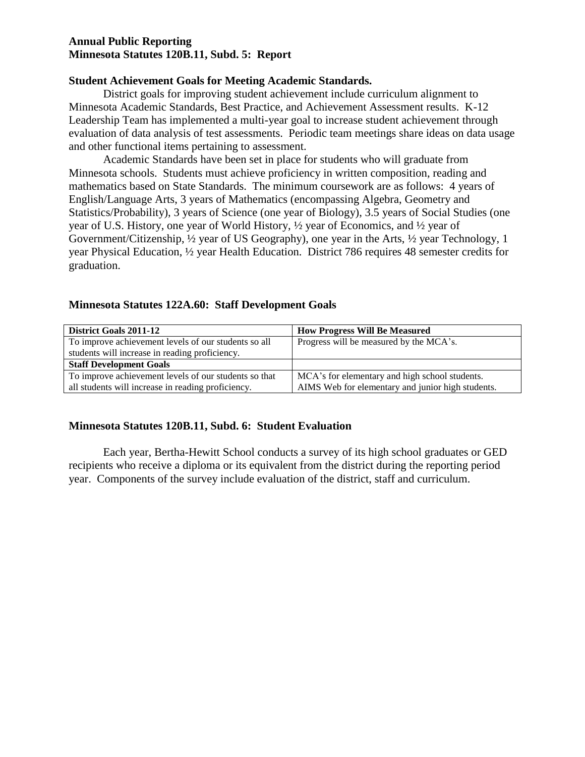**Annual Public Reporting**
**Minnesota Statutes 120B.11, Subd. 5: Report**

**Student Achievement Goals for Meeting Academic Standards.**

District goals for improving student achievement include curriculum alignment to Minnesota Academic Standards, Best Practice, and Achievement Assessment results. K-12 Leadership Team has implemented a multi-year goal to increase student achievement through evaluation of data analysis of test assessments. Periodic team meetings share ideas on data usage and other functional items pertaining to assessment.

Academic Standards have been set in place for students who will graduate from Minnesota schools. Students must achieve proficiency in written composition, reading and mathematics based on State Standards. The minimum coursework are as follows: 4 years of English/Language Arts, 3 years of Mathematics (encompassing Algebra, Geometry and Statistics/Probability), 3 years of Science (one year of Biology), 3.5 years of Social Studies (one year of U.S. History, one year of World History, ½ year of Economics, and ½ year of Government/Citizenship, ½ year of US Geography), one year in the Arts, ½ year Technology, 1 year Physical Education, ½ year Health Education. District 786 requires 48 semester credits for graduation.

**Minnesota Statutes 122A.60: Staff Development Goals**

| **District Goals 2011-12** | **How Progress Will Be Measured** |
|---|---|
| To improve achievement levels of our students so all students will increase in reading proficiency. | Progress will be measured by the MCA's. |
| **Staff Development Goals** | |
| To improve achievement levels of our students so that all students will increase in reading proficiency. | MCA's for elementary and high school students. AIMS Web for elementary and junior high students. |

**Minnesota Statutes 120B.11, Subd. 6: Student Evaluation**

Each year, Bertha-Hewitt School conducts a survey of its high school graduates or GED recipients who receive a diploma or its equivalent from the district during the reporting period year. Components of the survey include evaluation of the district, staff and curriculum.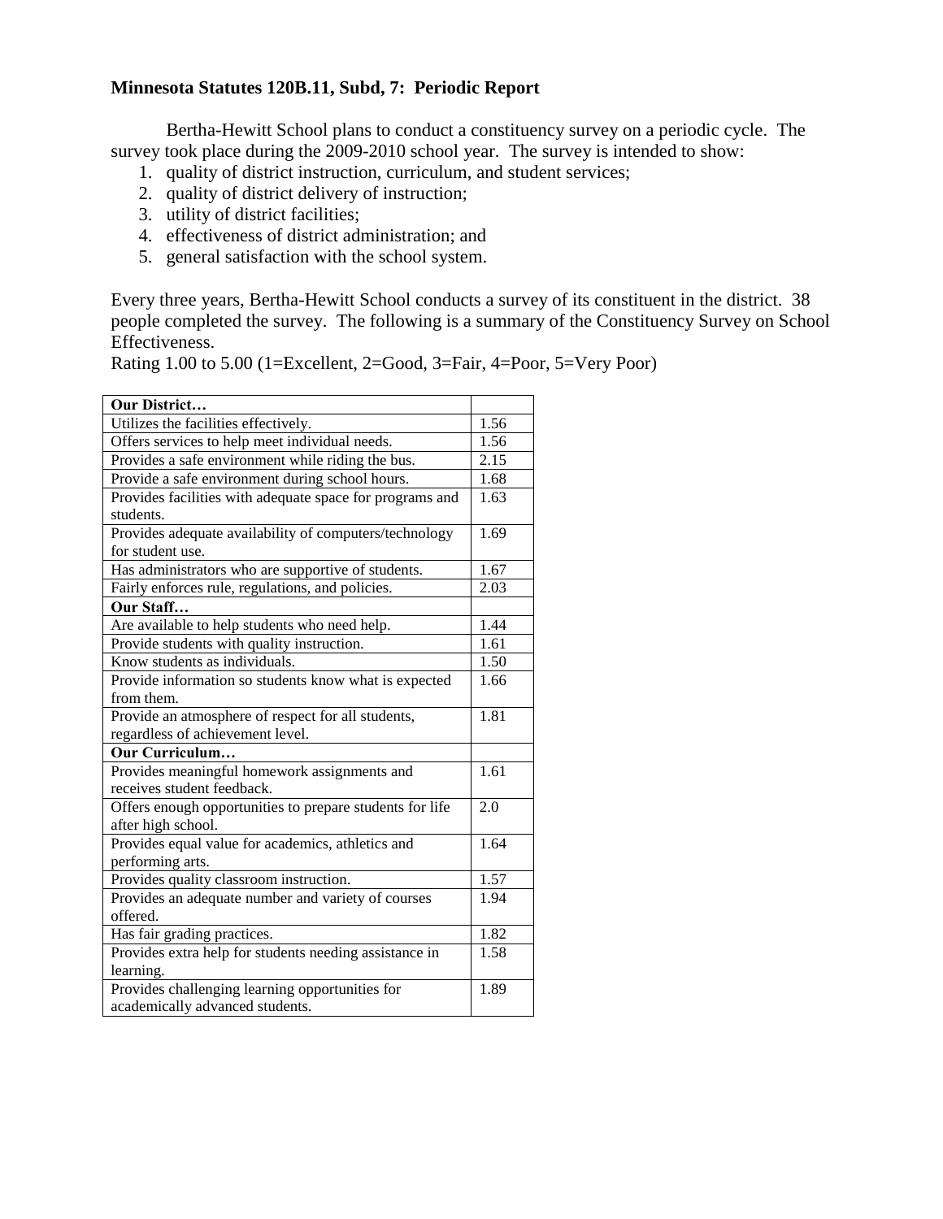**Minnesota Statutes 120B.11, Subd, 7: Periodic Report**

Bertha-Hewitt School plans to conduct a constituency survey on a periodic cycle. The survey took place during the 2009-2010 school year. The survey is intended to show:

1. quality of district instruction, curriculum, and student services;
2. quality of district delivery of instruction;
3. utility of district facilities;
4. effectiveness of district administration; and
5. general satisfaction with the school system.

Every three years, Bertha-Hewitt School conducts a survey of its constituent in the district. 38 people completed the survey. The following is a summary of the Constituency Survey on School Effectiveness.

Rating 1.00 to 5.00 (1=Excellent, 2=Good, 3=Fair, 4=Poor, 5=Very Poor)

| **Our District…** | |
|---|---|
| Utilizes the facilities effectively. | 1.56 |
| Offers services to help meet individual needs. | 1.56 |
| Provides a safe environment while riding the bus. | 2.15 |
| Provide a safe environment during school hours. | 1.68 |
| Provides facilities with adequate space for programs and students. | 1.63 |
| Provides adequate availability of computers/technology for student use. | 1.69 |
| Has administrators who are supportive of students. | 1.67 |
| Fairly enforces rule, regulations, and policies. | 2.03 |
| **Our Staff…** | |
| Are available to help students who need help. | 1.44 |
| Provide students with quality instruction. | 1.61 |
| Know students as individuals. | 1.50 |
| Provide information so students know what is expected from them. | 1.66 |
| Provide an atmosphere of respect for all students, regardless of achievement level. | 1.81 |
| **Our Curriculum…** | |
| Provides meaningful homework assignments and receives student feedback. | 1.61 |
| Offers enough opportunities to prepare students for life after high school. | 2.0 |
| Provides equal value for academics, athletics and performing arts. | 1.64 |
| Provides quality classroom instruction. | 1.57 |
| Provides an adequate number and variety of courses offered. | 1.94 |
| Has fair grading practices. | 1.82 |
| Provides extra help for students needing assistance in learning. | 1.58 |
| Provides challenging learning opportunities for academically advanced students. | 1.89 |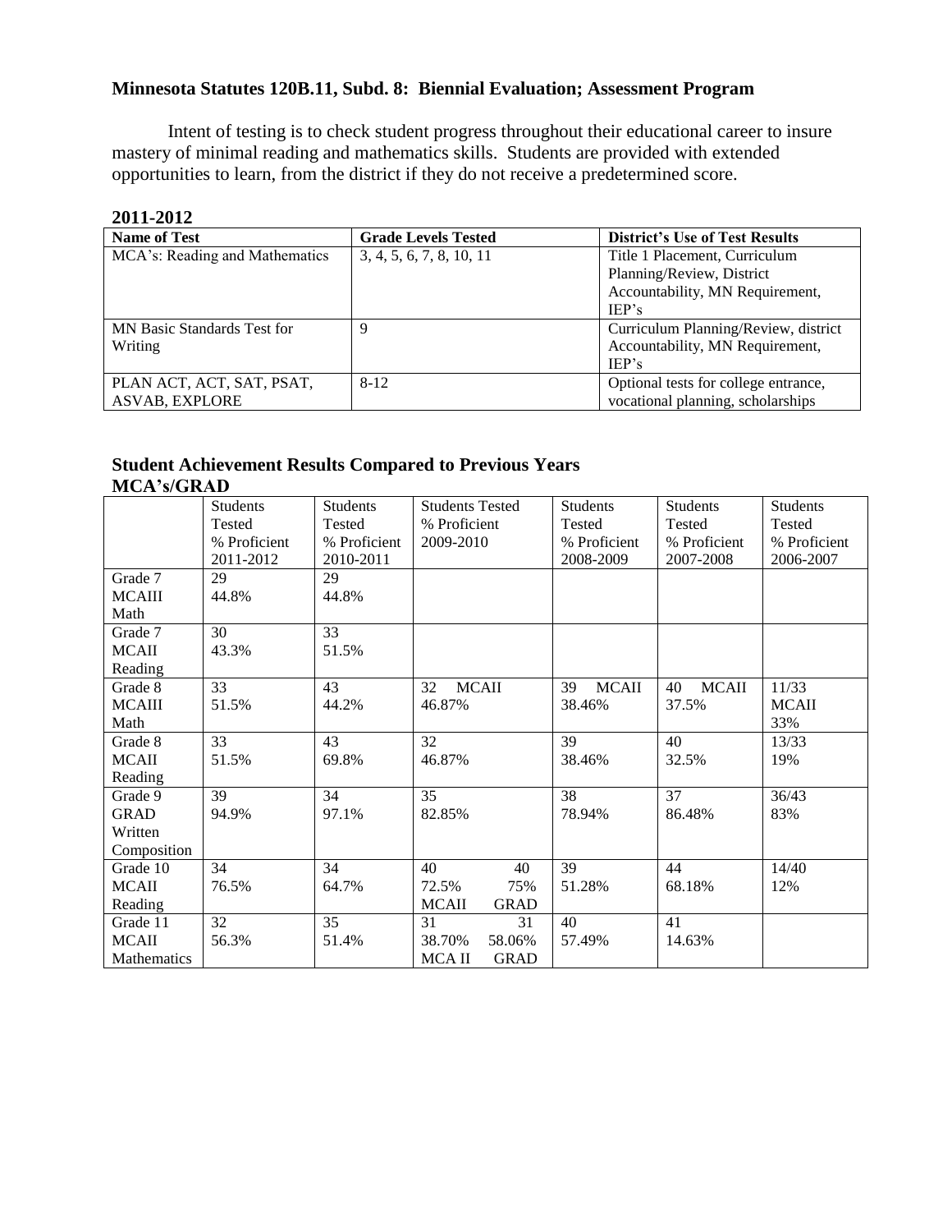## Minnesota Statutes 120B.11, Subd. 8: Biennial Evaluation; Assessment Program

Intent of testing is to check student progress throughout their educational career to insure mastery of minimal reading and mathematics skills. Students are provided with extended opportunities to learn, from the district if they do not receive a predetermined score.

**2011-2012**

| Name of Test | Grade Levels Tested | District's Use of Test Results |
|---|---|---|
| MCA's: Reading and Mathematics | 3, 4, 5, 6, 7, 8, 10, 11 | Title 1 Placement, Curriculum Planning/Review, District Accountability, MN Requirement, IEP's |
| MN Basic Standards Test for Writing | 9 | Curriculum Planning/Review, district Accountability, MN Requirement, IEP's |
| PLAN ACT, ACT, SAT, PSAT, ASVAB, EXPLORE | 8-12 | Optional tests for college entrance, vocational planning, scholarships |

### Student Achievement Results Compared to Previous Years
### MCA's/GRAD

| | Students Tested % Proficient 2011-2012 | Students Tested % Proficient 2010-2011 | Students Tested % Proficient 2009-2010 | Students Tested % Proficient 2008-2009 | Students Tested % Proficient 2007-2008 | Students Tested % Proficient 2006-2007 |
|---|---|---|---|---|---|---|
| Grade 7 MCAIII Math | 29 44.8% | 29 44.8% | | | | |
| Grade 7 MCAII Reading | 30 43.3% | 33 51.5% | | | | |
| Grade 8 MCAIII Math | 33 51.5% | 43 44.2% | 32 MCAII 46.87% | 39 MCAII 38.46% | 40 MCAII 37.5% | 11/33 MCAII 33% |
| Grade 8 MCAII Reading | 33 51.5% | 43 69.8% | 32 46.87% | 39 38.46% | 40 32.5% | 13/33 19% |
| Grade 9 GRAD Written Composition | 39 94.9% | 34 97.1% | 35 82.85% | 38 78.94% | 37 86.48% | 36/43 83% |
| Grade 10 MCAII Reading | 34 76.5% | 34 64.7% | 40 72.5% MCAII; 40 75% GRAD | 39 51.28% | 44 68.18% | 14/40 12% |
| Grade 11 MCAII Mathematics | 32 56.3% | 35 51.4% | 31 38.70% MCA II; 31 58.06% GRAD | 40 57.49% | 41 14.63% | |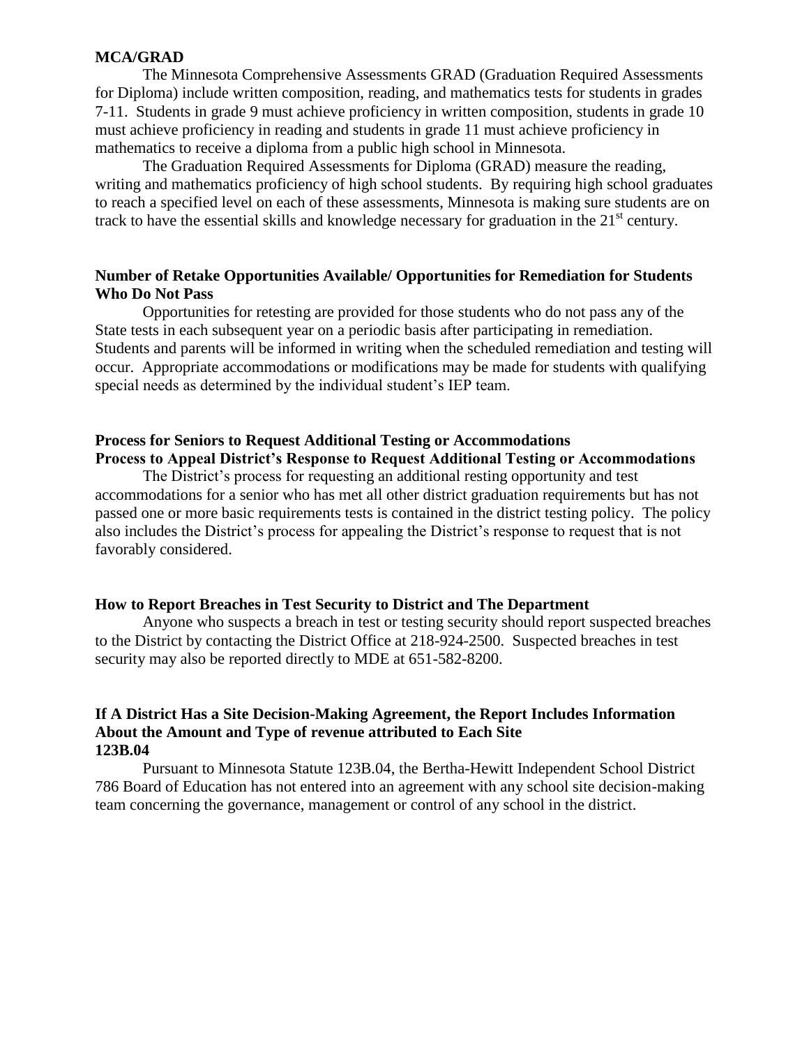**MCA/GRAD**

The Minnesota Comprehensive Assessments GRAD (Graduation Required Assessments for Diploma) include written composition, reading, and mathematics tests for students in grades 7-11. Students in grade 9 must achieve proficiency in written composition, students in grade 10 must achieve proficiency in reading and students in grade 11 must achieve proficiency in mathematics to receive a diploma from a public high school in Minnesota.

The Graduation Required Assessments for Diploma (GRAD) measure the reading, writing and mathematics proficiency of high school students. By requiring high school graduates to reach a specified level on each of these assessments, Minnesota is making sure students are on track to have the essential skills and knowledge necessary for graduation in the 21st century.

**Number of Retake Opportunities Available/ Opportunities for Remediation for Students Who Do Not Pass**

Opportunities for retesting are provided for those students who do not pass any of the State tests in each subsequent year on a periodic basis after participating in remediation. Students and parents will be informed in writing when the scheduled remediation and testing will occur. Appropriate accommodations or modifications may be made for students with qualifying special needs as determined by the individual student's IEP team.

**Process for Seniors to Request Additional Testing or Accommodations**
**Process to Appeal District's Response to Request Additional Testing or Accommodations**

The District's process for requesting an additional resting opportunity and test accommodations for a senior who has met all other district graduation requirements but has not passed one or more basic requirements tests is contained in the district testing policy. The policy also includes the District's process for appealing the District's response to request that is not favorably considered.

**How to Report Breaches in Test Security to District and The Department**

Anyone who suspects a breach in test or testing security should report suspected breaches to the District by contacting the District Office at 218-924-2500. Suspected breaches in test security may also be reported directly to MDE at 651-582-8200.

**If A District Has a Site Decision-Making Agreement, the Report Includes Information About the Amount and Type of revenue attributed to Each Site**
**123B.04**

Pursuant to Minnesota Statute 123B.04, the Bertha-Hewitt Independent School District 786 Board of Education has not entered into an agreement with any school site decision-making team concerning the governance, management or control of any school in the district.